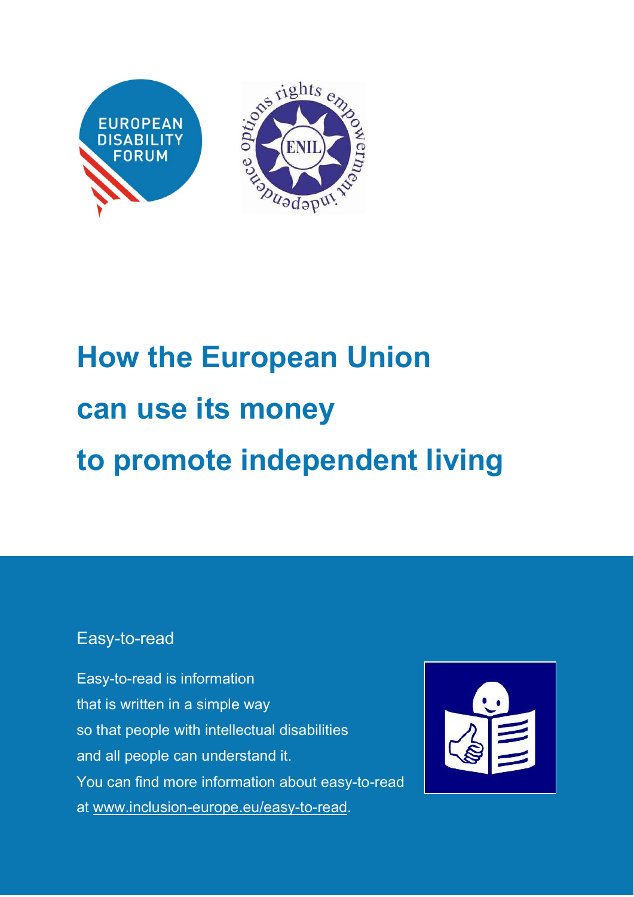# How the European Union can use its money to promote independent living

Easy-to-read

Easy-to-read is information
that is written in a simple way
so that people with intellectual disabilities
and all people can understand it.
You can find more information about easy-to-read
at www.inclusion-europe.eu/easy-to-read.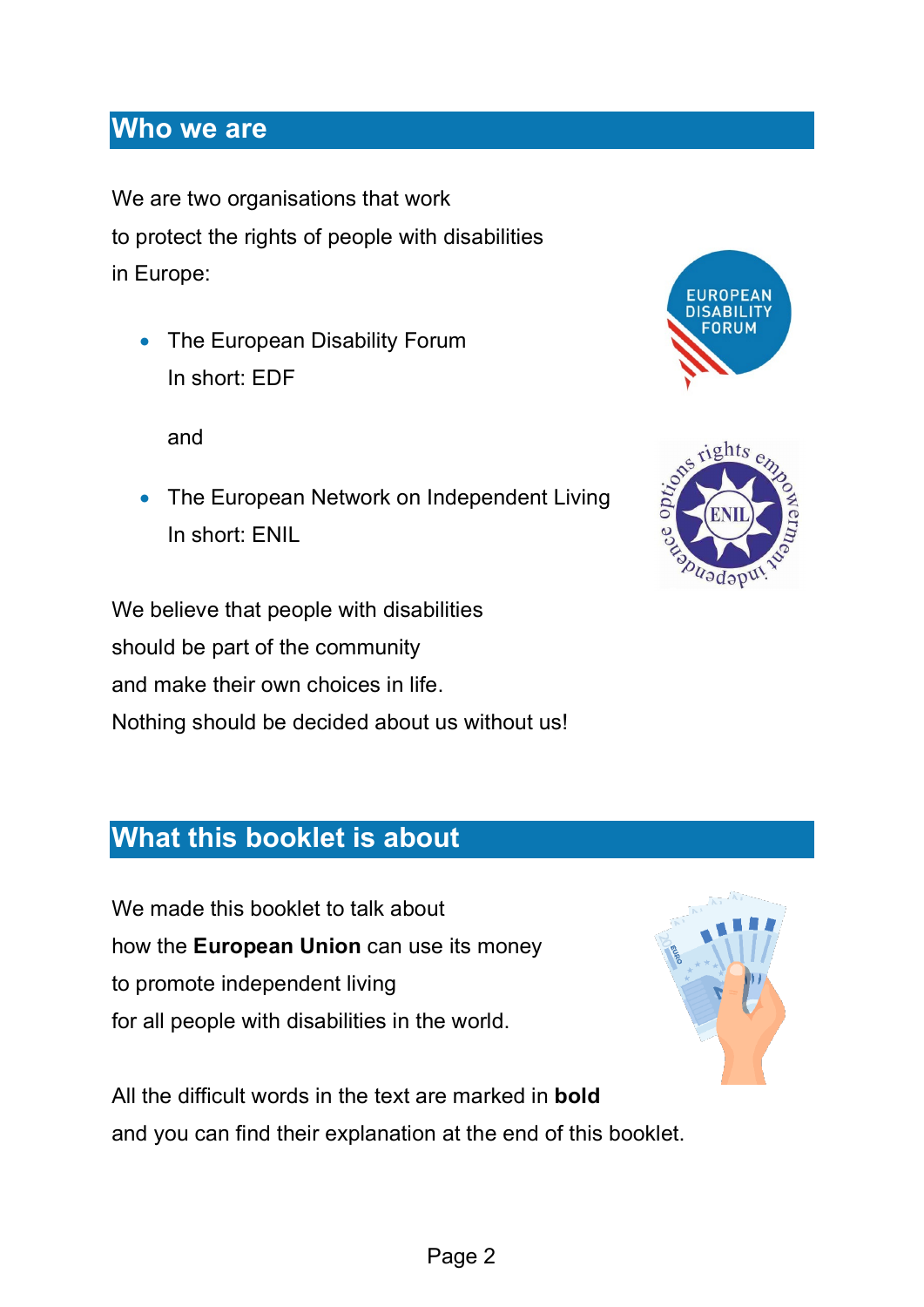## Who we are

We are two organisations that work
to protect the rights of people with disabilities
in Europe:

- The European Disability Forum
  In short: EDF

  and

- The European Network on Independent Living
  In short: ENIL

We believe that people with disabilities
should be part of the community
and make their own choices in life.
Nothing should be decided about us without us!

## What this booklet is about

We made this booklet to talk about
how the **European Union** can use its money
to promote independent living
for all people with disabilities in the world.

All the difficult words in the text are marked in **bold**
and you can find their explanation at the end of this booklet.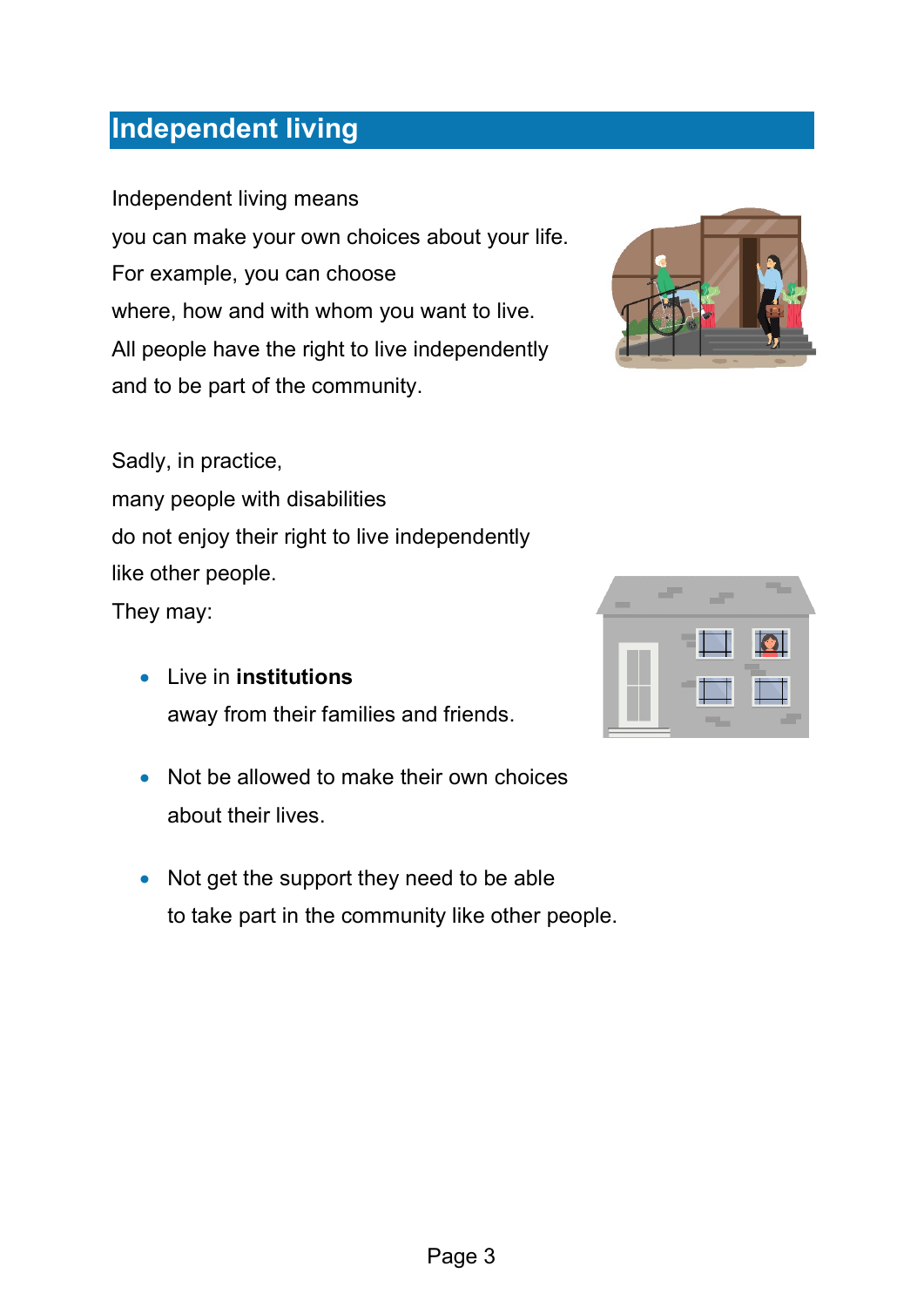## Independent living

Independent living means
you can make your own choices about your life.
For example, you can choose
where, how and with whom you want to live.
All people have the right to live independently
and to be part of the community.

Sadly, in practice,
many people with disabilities
do not enjoy their right to live independently
like other people.
They may:

- Live in **institutions**
  away from their families and friends.

- Not be allowed to make their own choices
  about their lives.

- Not get the support they need to be able
  to take part in the community like other people.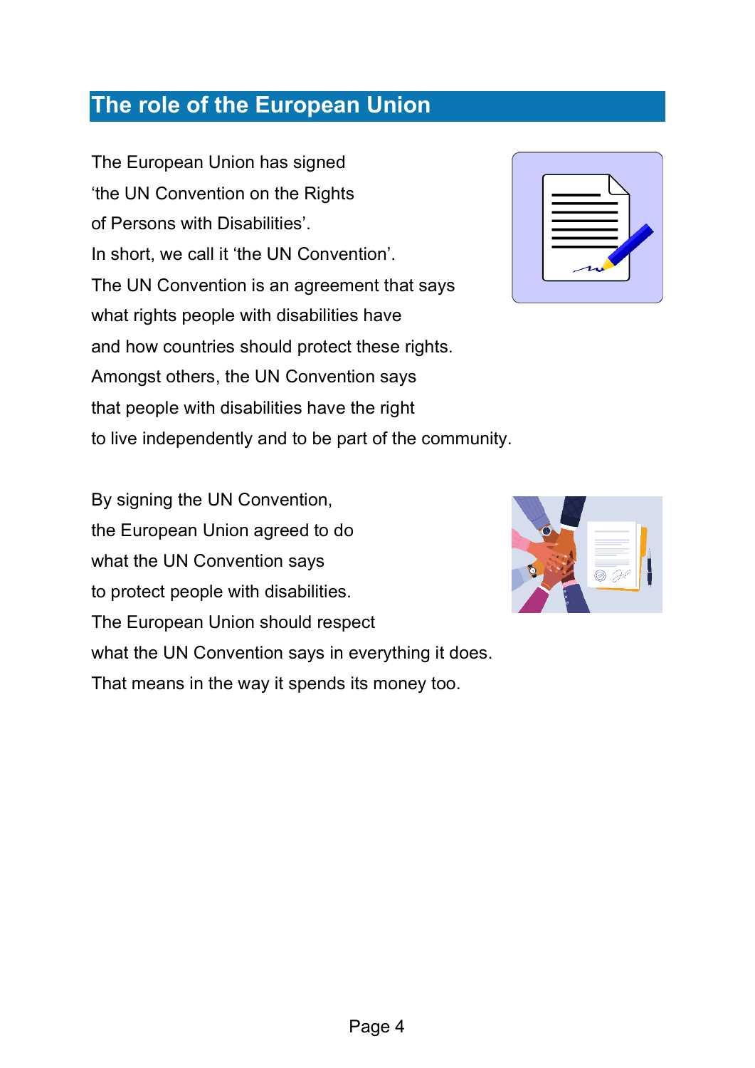## The role of the European Union

The European Union has signed
‘the UN Convention on the Rights
of Persons with Disabilities’.
In short, we call it ‘the UN Convention’.
The UN Convention is an agreement that says
what rights people with disabilities have
and how countries should protect these rights.
Amongst others, the UN Convention says
that people with disabilities have the right
to live independently and to be part of the community.

By signing the UN Convention,
the European Union agreed to do
what the UN Convention says
to protect people with disabilities.
The European Union should respect
what the UN Convention says in everything it does.
That means in the way it spends its money too.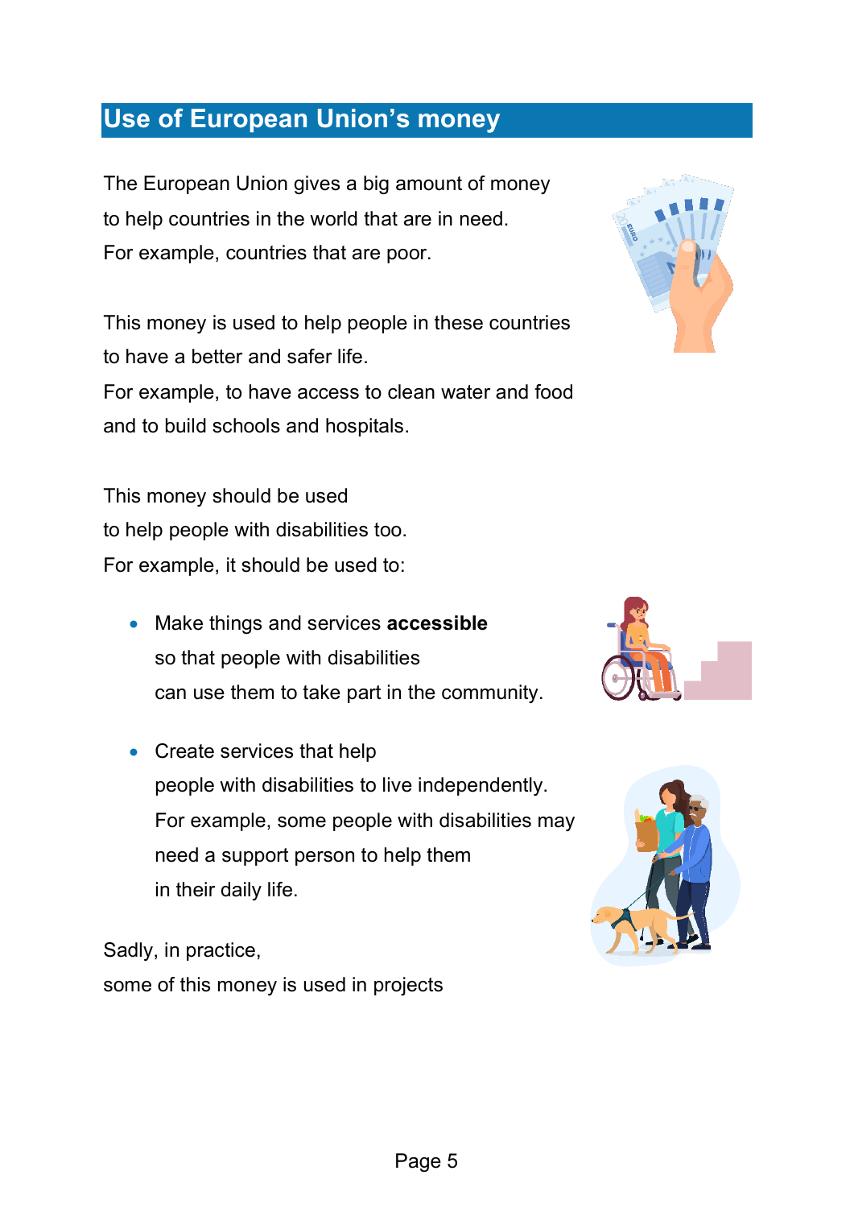## Use of European Union's money

The European Union gives a big amount of money
to help countries in the world that are in need.
For example, countries that are poor.

This money is used to help people in these countries
to have a better and safer life.
For example, to have access to clean water and food
and to build schools and hospitals.

This money should be used
to help people with disabilities too.
For example, it should be used to:

- Make things and services **accessible**
  so that people with disabilities
  can use them to take part in the community.

- Create services that help
  people with disabilities to live independently.
  For example, some people with disabilities may
  need a support person to help them
  in their daily life.

Sadly, in practice,
some of this money is used in projects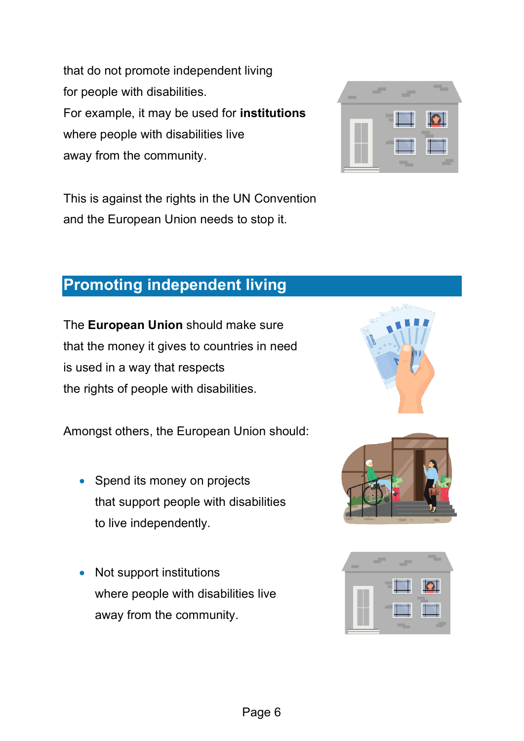that do not promote independent living
for people with disabilities.
For example, it may be used for **institutions**
where people with disabilities live
away from the community.

This is against the rights in the UN Convention
and the European Union needs to stop it.

## Promoting independent living

The **European Union** should make sure
that the money it gives to countries in need
is used in a way that respects
the rights of people with disabilities.

Amongst others, the European Union should:

- Spend its money on projects
  that support people with disabilities
  to live independently.

- Not support institutions
  where people with disabilities live
  away from the community.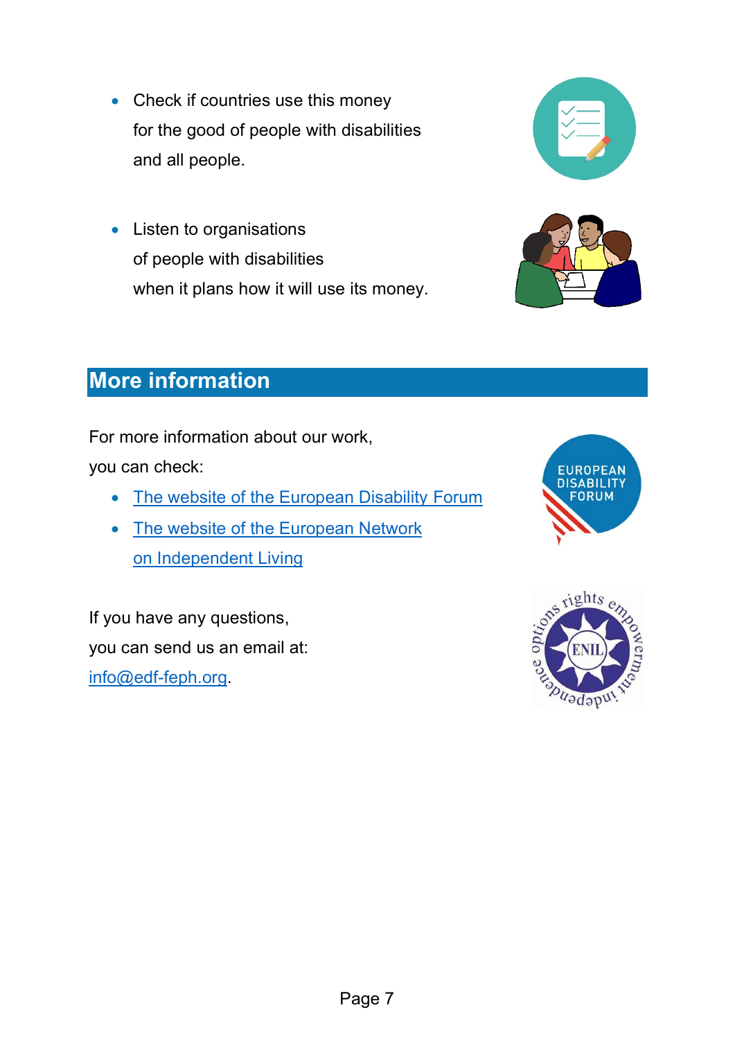- Check if countries use this money
  for the good of people with disabilities
  and all people.

- Listen to organisations
  of people with disabilities
  when it plans how it will use its money.

## More information

For more information about our work,
you can check:

- The website of the European Disability Forum
- The website of the European Network
  on Independent Living

If you have any questions,
you can send us an email at:
info@edf-feph.org.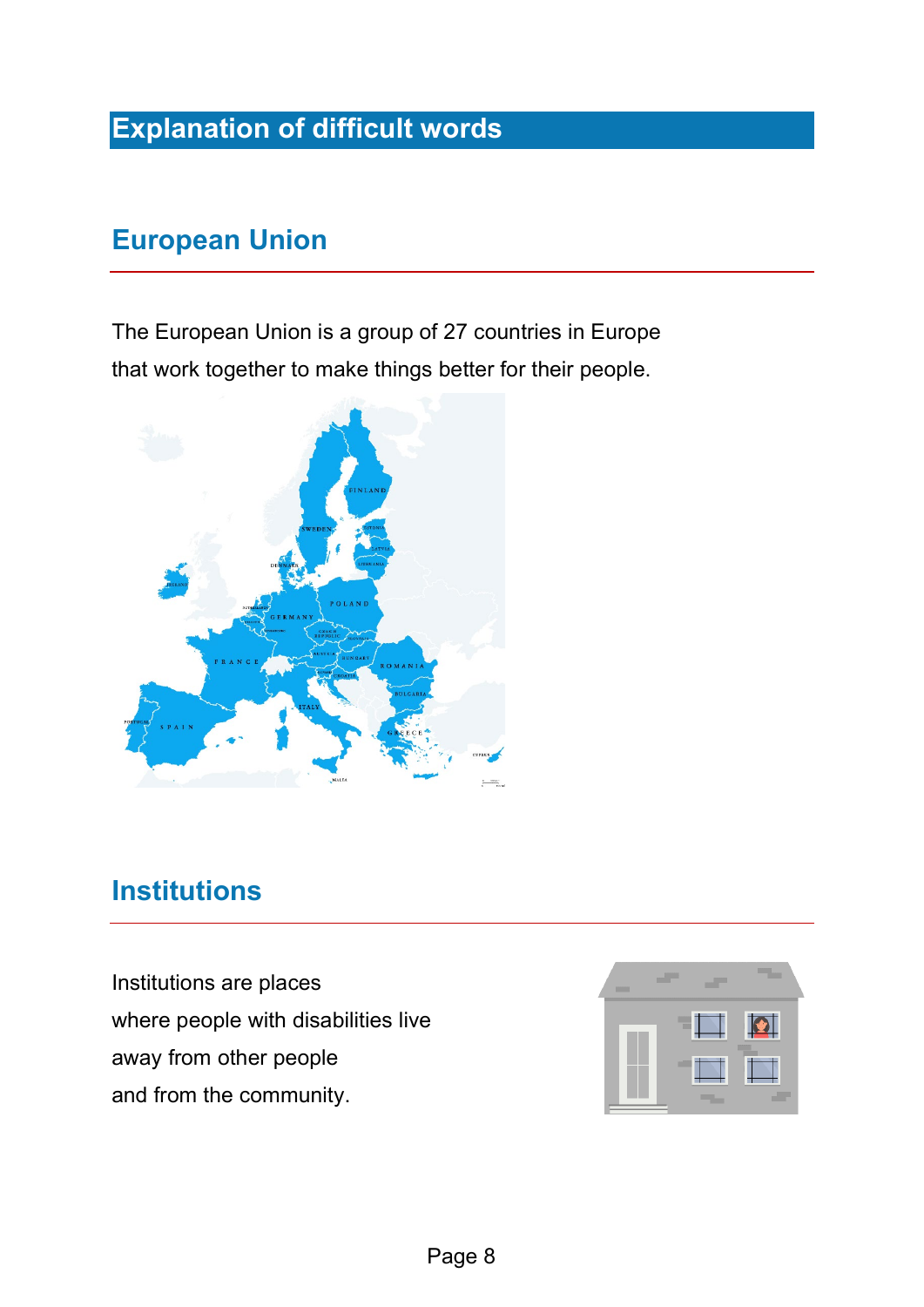# Explanation of difficult words

## European Union

The European Union is a group of 27 countries in Europe
that work together to make things better for their people.

## Institutions

Institutions are places
where people with disabilities live
away from other people
and from the community.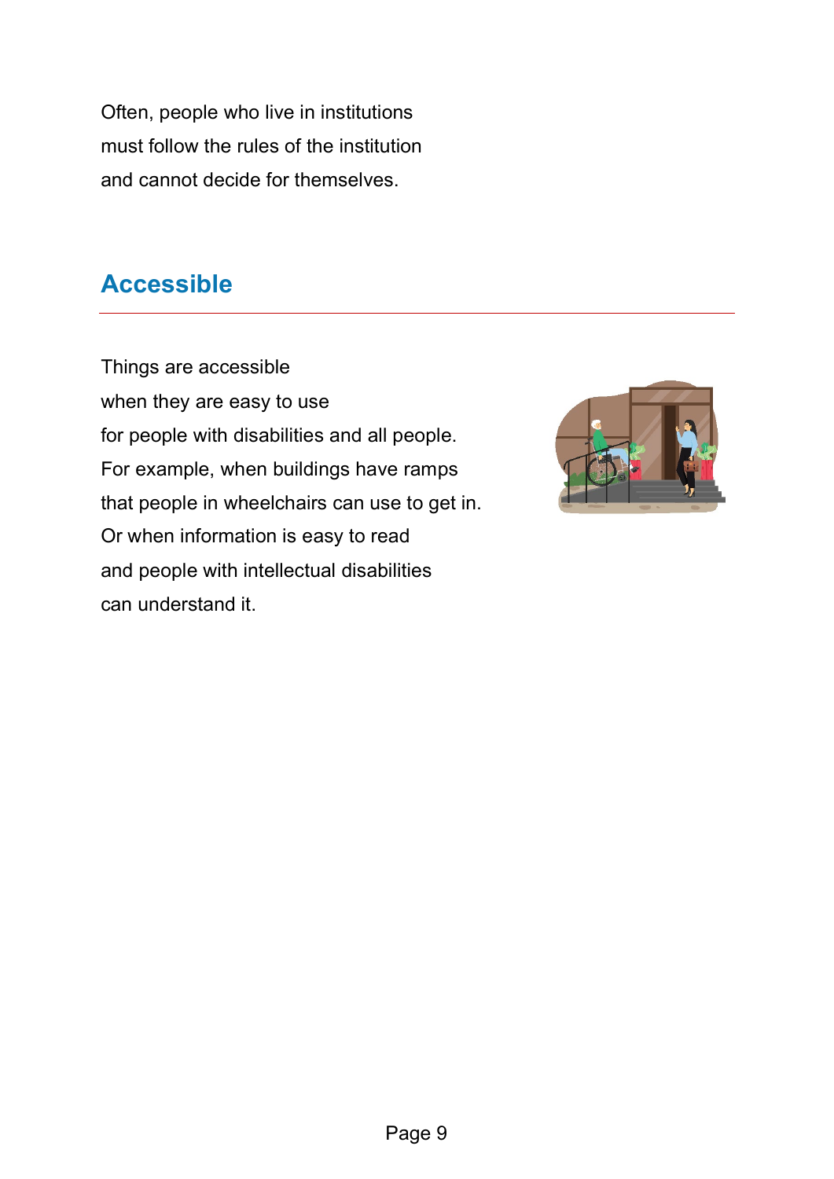Often, people who live in institutions
must follow the rules of the institution
and cannot decide for themselves.

## Accessible

Things are accessible
when they are easy to use
for people with disabilities and all people.
For example, when buildings have ramps
that people in wheelchairs can use to get in.
Or when information is easy to read
and people with intellectual disabilities
can understand it.